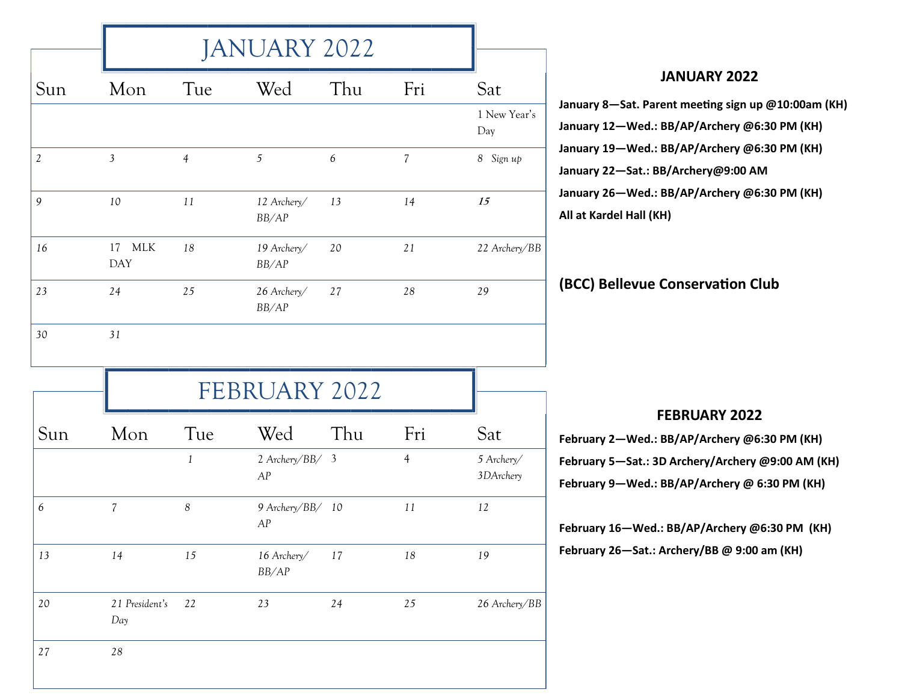# JANUARY 2022

| Sun | Mon | Tue | Wed | Thu | Fri | Sat |
|---|---|---|---|---|---|---|
| | | | | | | 1 New Year's Day |
| 2 | 3 | 4 | 5 | 6 | 7 | 8 Sign up |
| 9 | 10 | 11 | 12 Archery/ BB/AP | 13 | 14 | **15** |
| 16 | 17 MLK DAY | 18 | 19 Archery/ BB/AP | 20 | 21 | 22 Archery/BB |
| 23 | 24 | 25 | 26 Archery/ BB/AP | 27 | 28 | 29 |
| 30 | 31 | | | | | |

# FEBRUARY 2022

| Sun | Mon | Tue | Wed | Thu | Fri | Sat |
|---|---|---|---|---|---|---|
| | | 1 | 2 Archery/BB/ AP | 3 | 4 | 5 Archery/ 3DArchery |
| 6 | 7 | 8 | 9 Archery/BB/ AP | 10 | 11 | 12 |
| 13 | 14 | 15 | 16 Archery/ BB/AP | 17 | 18 | 19 |
| 20 | 21 President's Day | 22 | 23 | 24 | 25 | 26 Archery/BB |
| 27 | 28 | | | | | |

## JANUARY 2022

**January 8—Sat. Parent meeting sign up @10:00am (KH)**

**January 12—Wed.: BB/AP/Archery @6:30 PM (KH)**

**January 19—Wed.: BB/AP/Archery @6:30 PM (KH)**

**January 22—Sat.: BB/Archery@9:00 AM**

**January 26—Wed.: BB/AP/Archery @6:30 PM (KH)**

**All at Kardel Hall (KH)**

**(BCC) Bellevue Conservation Club**

## FEBRUARY 2022

**February 2—Wed.: BB/AP/Archery @6:30 PM (KH)**

**February 5—Sat.: 3D Archery/Archery @9:00 AM (KH)**

**February 9—Wed.: BB/AP/Archery @ 6:30 PM (KH)**

**February 16—Wed.: BB/AP/Archery @6:30 PM (KH)**

**February 26—Sat.: Archery/BB @ 9:00 am (KH)**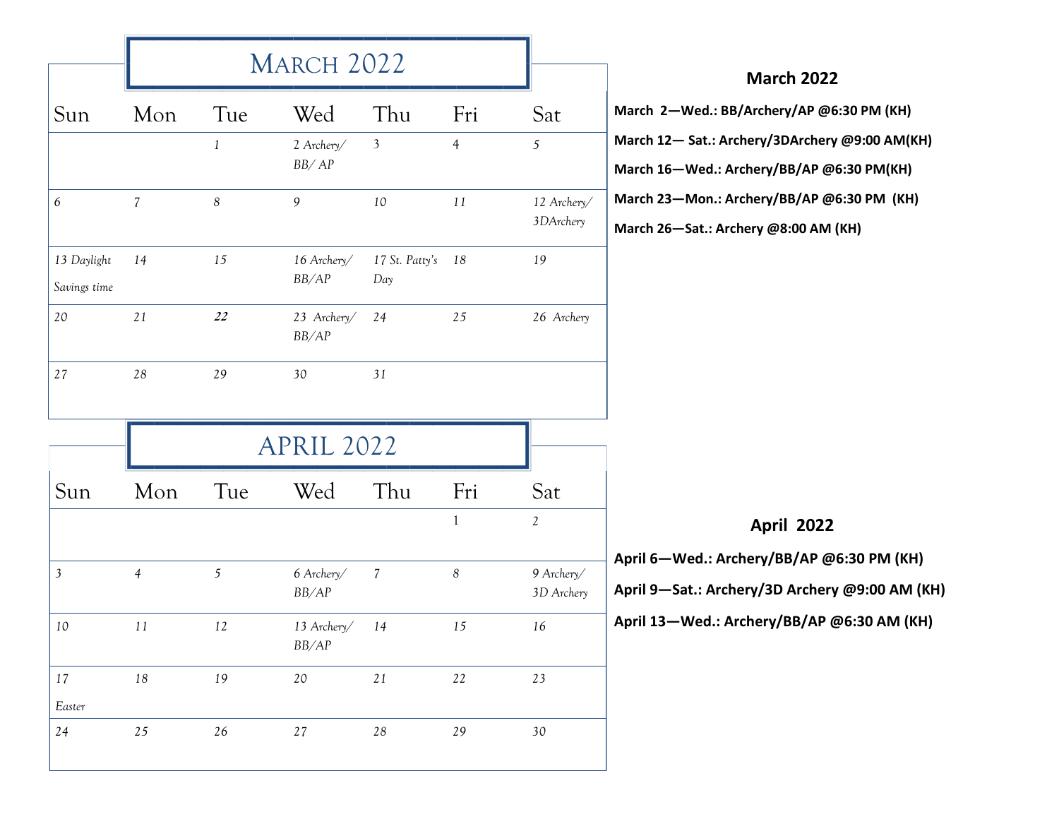# March 2022

| Sun | Mon | Tue | Wed | Thu | Fri | Sat |
|---|---|---|---|---|---|---|
| | | 1 | 2 Archery/ BB/ AP | 3 | 4 | 5 |
| 6 | 7 | 8 | 9 | 10 | 11 | 12 Archery/ 3DArchery |
| 13 Daylight Savings time | 14 | 15 | 16 Archery/ BB/AP | 17 St. Patty's Day | 18 | 19 |
| 20 | 21 | 22 | 23 Archery/ BB/AP | 24 | 25 | 26 Archery |
| 27 | 28 | 29 | 30 | 31 | | |

## March 2022

**March 2—Wed.: BB/Archery/AP @6:30 PM (KH)**

**March 12— Sat.: Archery/3DArchery @9:00 AM(KH)**

**March 16—Wed.: Archery/BB/AP @6:30 PM(KH)**

**March 23—Mon.: Archery/BB/AP @6:30 PM (KH)**

**March 26—Sat.: Archery @8:00 AM (KH)**

# April 2022

| Sun | Mon | Tue | Wed | Thu | Fri | Sat |
|---|---|---|---|---|---|---|
| | | | | | 1 | 2 |
| 3 | 4 | 5 | 6 Archery/ BB/AP | 7 | 8 | 9 Archery/ 3D Archery |
| 10 | 11 | 12 | 13 Archery/ BB/AP | 14 | 15 | 16 |
| 17 Easter | 18 | 19 | 20 | 21 | 22 | 23 |
| 24 | 25 | 26 | 27 | 28 | 29 | 30 |

## April 2022

**April 6—Wed.: Archery/BB/AP @6:30 PM (KH)**

**April 9—Sat.: Archery/3D Archery @9:00 AM (KH)**

**April 13—Wed.: Archery/BB/AP @6:30 AM (KH)**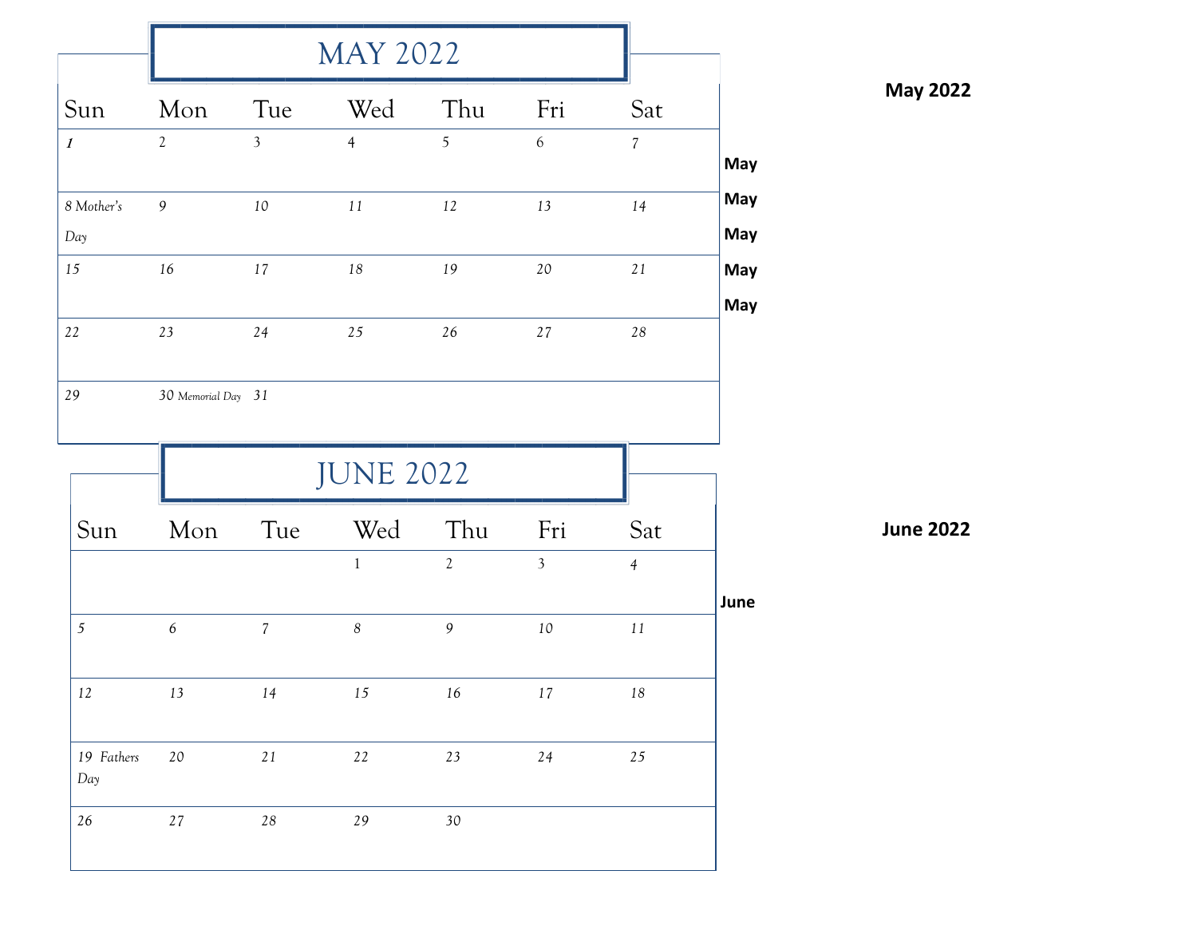# MAY 2022

| Sun | Mon | Tue | Wed | Thu | Fri | Sat |
|---|---|---|---|---|---|---|
| 1 | 2 | 3 | 4 | 5 | 6 | 7 |
| 8 Mother's Day | 9 | 10 | 11 | 12 | 13 | 14 |
| 15 | 16 | 17 | 18 | 19 | 20 | 21 |
| 22 | 23 | 24 | 25 | 26 | 27 | 28 |
| 29 | 30 Memorial Day | 31 | | | | |

**May 2022**

**May**

**May**

**May**

**May**

**May**

# JUNE 2022

| Sun | Mon | Tue | Wed | Thu | Fri | Sat |
|---|---|---|---|---|---|---|
| | | | 1 | 2 | 3 | 4 |
| 5 | 6 | 7 | 8 | 9 | 10 | 11 |
| 12 | 13 | 14 | 15 | 16 | 17 | 18 |
| 19 Fathers Day | 20 | 21 | 22 | 23 | 24 | 25 |
| 26 | 27 | 28 | 29 | 30 | | |

**June 2022**

**June**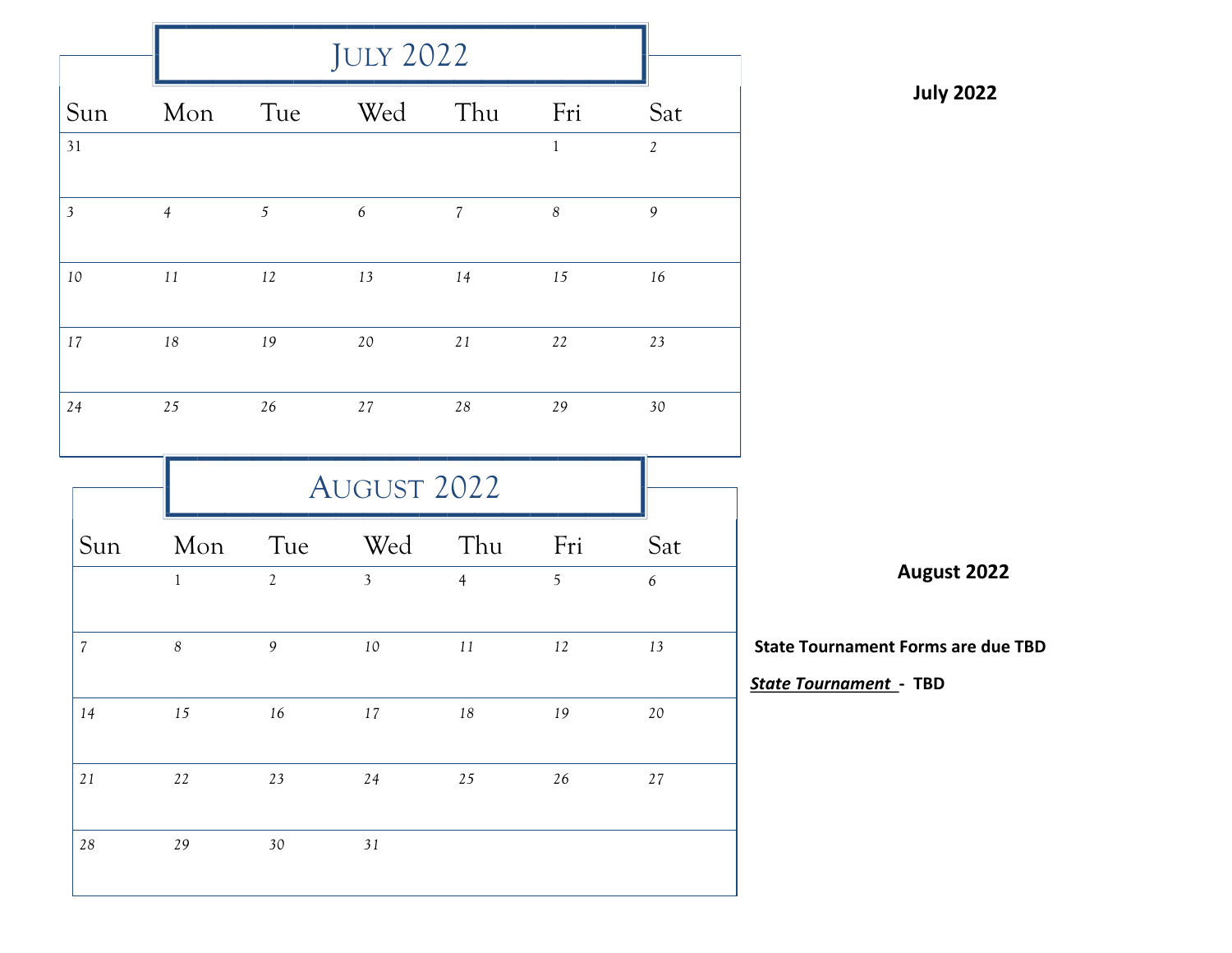# July 2022

| Sun | Mon | Tue | Wed | Thu | Fri | Sat |
|---|---|---|---|---|---|---|
| 31 | | | | | 1 | 2 |
| 3 | 4 | 5 | 6 | 7 | 8 | 9 |
| 10 | 11 | 12 | 13 | 14 | 15 | 16 |
| 17 | 18 | 19 | 20 | 21 | 22 | 23 |
| 24 | 25 | 26 | 27 | 28 | 29 | 30 |

**July 2022**

# August 2022

| Sun | Mon | Tue | Wed | Thu | Fri | Sat |
|---|---|---|---|---|---|---|
| | 1 | 2 | 3 | 4 | 5 | 6 |
| 7 | 8 | 9 | 10 | 11 | 12 | 13 |
| 14 | 15 | 16 | 17 | 18 | 19 | 20 |
| 21 | 22 | 23 | 24 | 25 | 26 | 27 |
| 28 | 29 | 30 | 31 | | | |

**August 2022**

**State Tournament Forms are due TBD**

***State Tournament*** **- TBD**